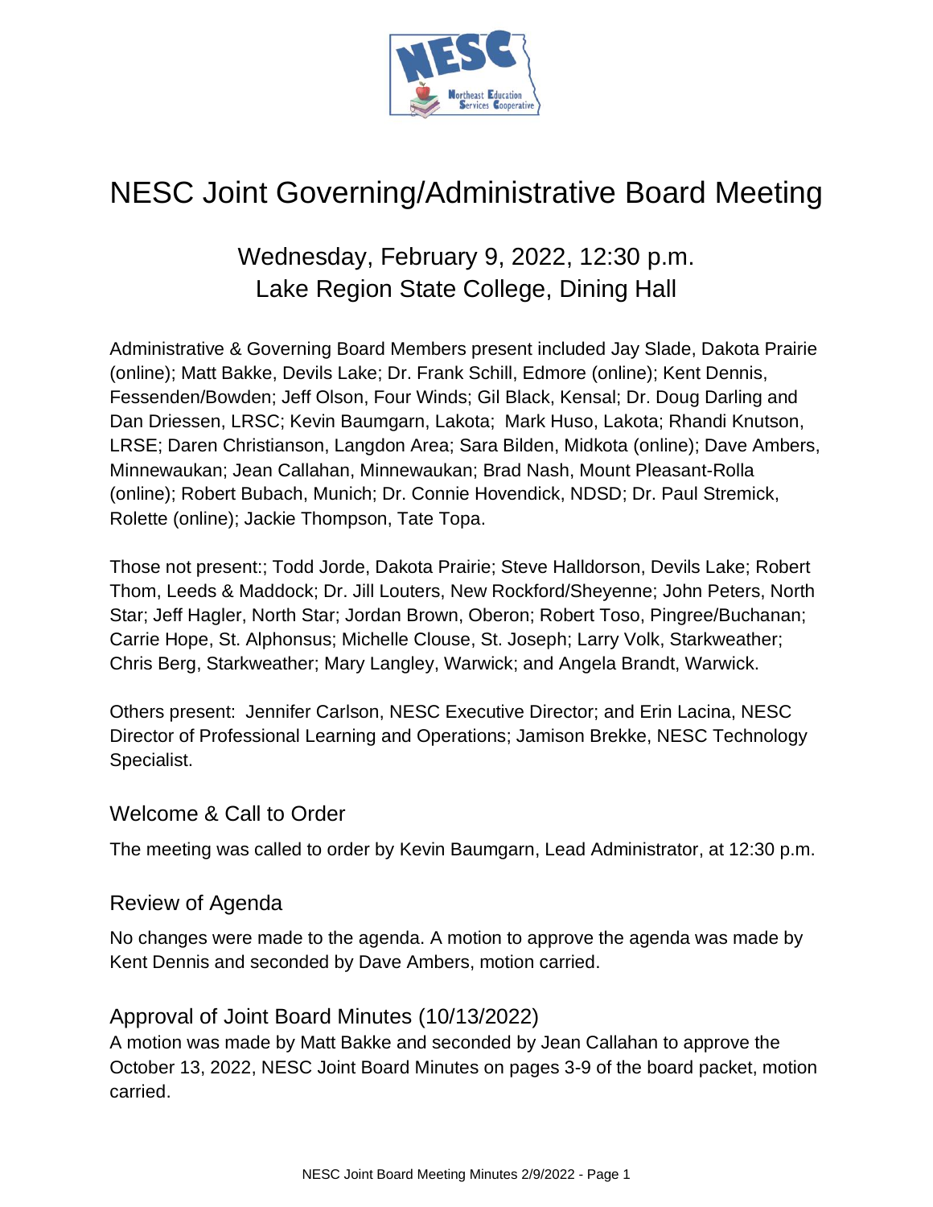# NESC Joint Governing/Administrative Board Meeting

## Wednesday, February 9, 2022, 12:30 p.m.
## Lake Region State College, Dining Hall

Administrative & Governing Board Members present included Jay Slade, Dakota Prairie (online); Matt Bakke, Devils Lake; Dr. Frank Schill, Edmore (online); Kent Dennis, Fessenden/Bowden; Jeff Olson, Four Winds; Gil Black, Kensal; Dr. Doug Darling and Dan Driessen, LRSC; Kevin Baumgarn, Lakota; Mark Huso, Lakota; Rhandi Knutson, LRSE; Daren Christianson, Langdon Area; Sara Bilden, Midkota (online); Dave Ambers, Minnewaukan; Jean Callahan, Minnewaukan; Brad Nash, Mount Pleasant-Rolla (online); Robert Bubach, Munich; Dr. Connie Hovendick, NDSD; Dr. Paul Stremick, Rolette (online); Jackie Thompson, Tate Topa.

Those not present:; Todd Jorde, Dakota Prairie; Steve Halldorson, Devils Lake; Robert Thom, Leeds & Maddock; Dr. Jill Louters, New Rockford/Sheyenne; John Peters, North Star; Jeff Hagler, North Star; Jordan Brown, Oberon; Robert Toso, Pingree/Buchanan; Carrie Hope, St. Alphonsus; Michelle Clouse, St. Joseph; Larry Volk, Starkweather; Chris Berg, Starkweather; Mary Langley, Warwick; and Angela Brandt, Warwick.

Others present: Jennifer Carlson, NESC Executive Director; and Erin Lacina, NESC Director of Professional Learning and Operations; Jamison Brekke, NESC Technology Specialist.

### Welcome & Call to Order

The meeting was called to order by Kevin Baumgarn, Lead Administrator, at 12:30 p.m.

### Review of Agenda

No changes were made to the agenda. A motion to approve the agenda was made by Kent Dennis and seconded by Dave Ambers, motion carried.

### Approval of Joint Board Minutes (10/13/2022)

A motion was made by Matt Bakke and seconded by Jean Callahan to approve the October 13, 2022, NESC Joint Board Minutes on pages 3-9 of the board packet, motion carried.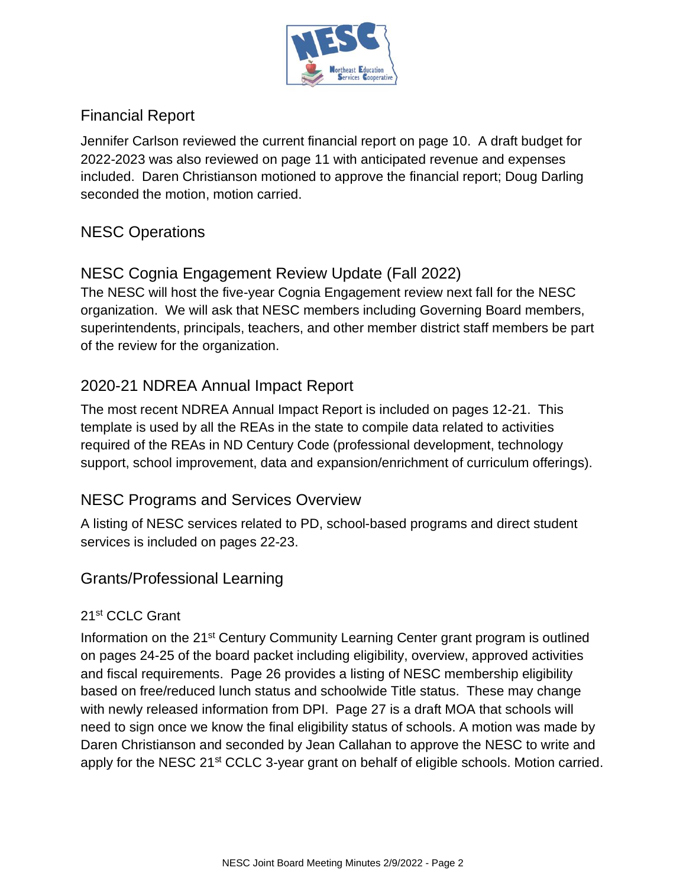## Financial Report

Jennifer Carlson reviewed the current financial report on page 10. A draft budget for 2022-2023 was also reviewed on page 11 with anticipated revenue and expenses included. Daren Christianson motioned to approve the financial report; Doug Darling seconded the motion, motion carried.

## NESC Operations

## NESC Cognia Engagement Review Update (Fall 2022)

The NESC will host the five-year Cognia Engagement review next fall for the NESC organization. We will ask that NESC members including Governing Board members, superintendents, principals, teachers, and other member district staff members be part of the review for the organization.

## 2020-21 NDREA Annual Impact Report

The most recent NDREA Annual Impact Report is included on pages 12-21. This template is used by all the REAs in the state to compile data related to activities required of the REAs in ND Century Code (professional development, technology support, school improvement, data and expansion/enrichment of curriculum offerings).

## NESC Programs and Services Overview

A listing of NESC services related to PD, school-based programs and direct student services is included on pages 22-23.

## Grants/Professional Learning

### 21st CCLC Grant

Information on the 21st Century Community Learning Center grant program is outlined on pages 24-25 of the board packet including eligibility, overview, approved activities and fiscal requirements. Page 26 provides a listing of NESC membership eligibility based on free/reduced lunch status and schoolwide Title status. These may change with newly released information from DPI. Page 27 is a draft MOA that schools will need to sign once we know the final eligibility status of schools. A motion was made by Daren Christianson and seconded by Jean Callahan to approve the NESC to write and apply for the NESC 21st CCLC 3-year grant on behalf of eligible schools. Motion carried.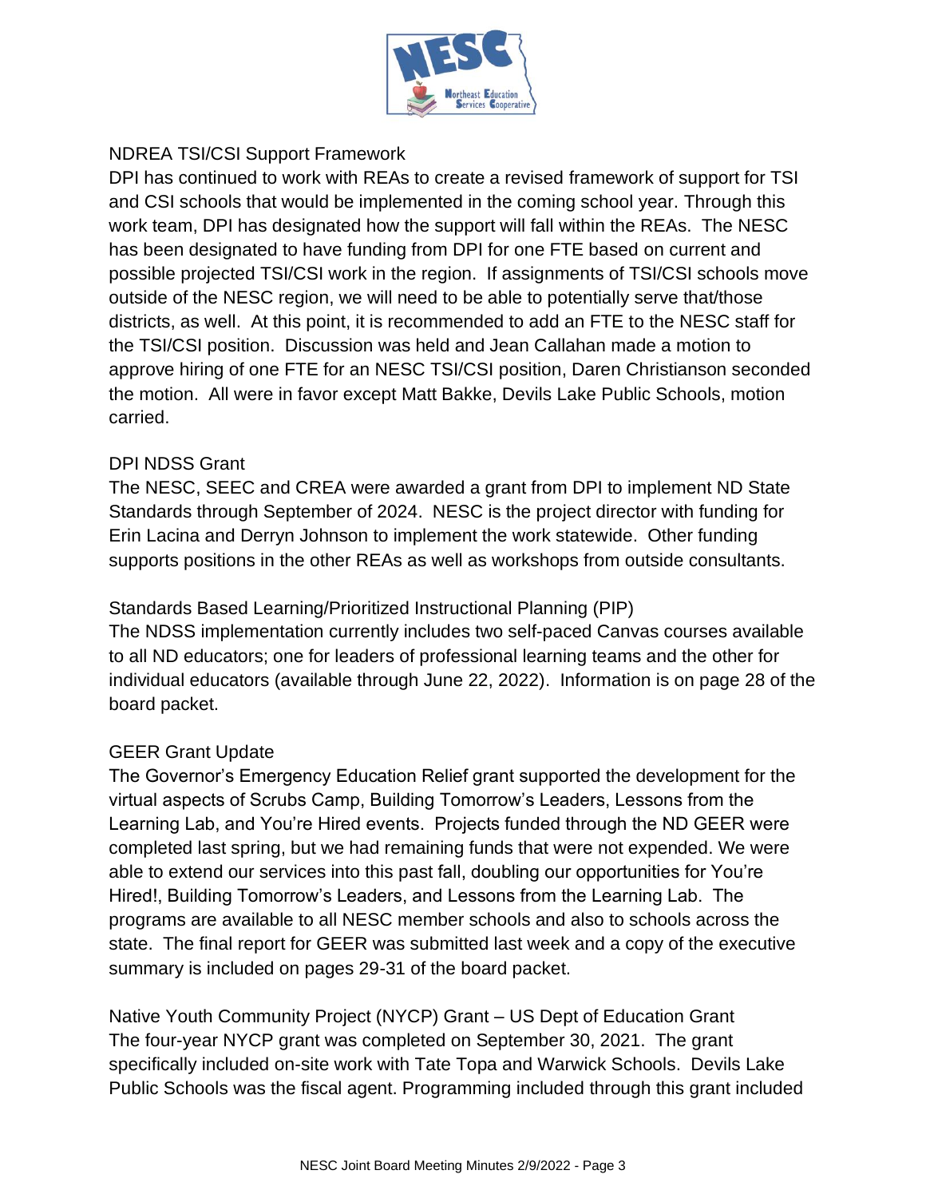NDREA TSI/CSI Support Framework

DPI has continued to work with REAs to create a revised framework of support for TSI and CSI schools that would be implemented in the coming school year. Through this work team, DPI has designated how the support will fall within the REAs. The NESC has been designated to have funding from DPI for one FTE based on current and possible projected TSI/CSI work in the region. If assignments of TSI/CSI schools move outside of the NESC region, we will need to be able to potentially serve that/those districts, as well. At this point, it is recommended to add an FTE to the NESC staff for the TSI/CSI position. Discussion was held and Jean Callahan made a motion to approve hiring of one FTE for an NESC TSI/CSI position, Daren Christianson seconded the motion. All were in favor except Matt Bakke, Devils Lake Public Schools, motion carried.

DPI NDSS Grant

The NESC, SEEC and CREA were awarded a grant from DPI to implement ND State Standards through September of 2024. NESC is the project director with funding for Erin Lacina and Derryn Johnson to implement the work statewide. Other funding supports positions in the other REAs as well as workshops from outside consultants.

Standards Based Learning/Prioritized Instructional Planning (PIP)

The NDSS implementation currently includes two self-paced Canvas courses available to all ND educators; one for leaders of professional learning teams and the other for individual educators (available through June 22, 2022). Information is on page 28 of the board packet.

GEER Grant Update

The Governor's Emergency Education Relief grant supported the development for the virtual aspects of Scrubs Camp, Building Tomorrow's Leaders, Lessons from the Learning Lab, and You're Hired events. Projects funded through the ND GEER were completed last spring, but we had remaining funds that were not expended. We were able to extend our services into this past fall, doubling our opportunities for You're Hired!, Building Tomorrow's Leaders, and Lessons from the Learning Lab. The programs are available to all NESC member schools and also to schools across the state. The final report for GEER was submitted last week and a copy of the executive summary is included on pages 29-31 of the board packet.

Native Youth Community Project (NYCP) Grant – US Dept of Education Grant

The four-year NYCP grant was completed on September 30, 2021. The grant specifically included on-site work with Tate Topa and Warwick Schools. Devils Lake Public Schools was the fiscal agent. Programming included through this grant included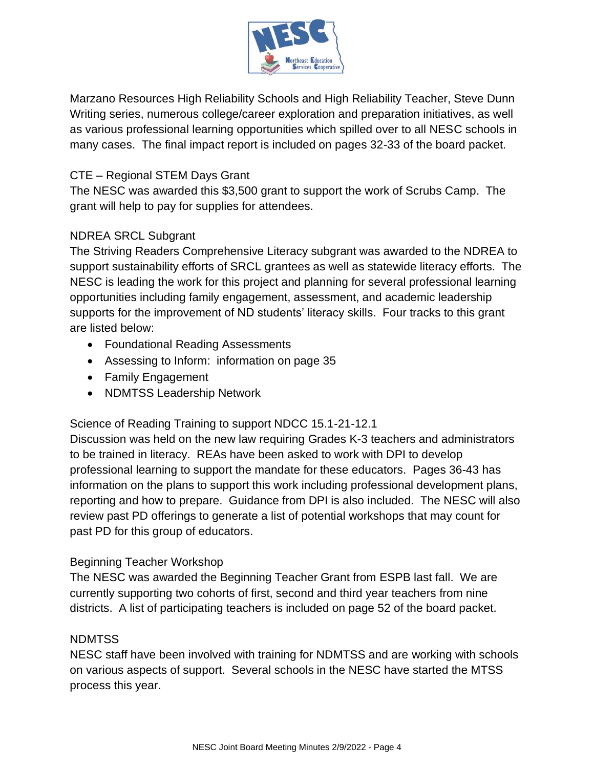Marzano Resources High Reliability Schools and High Reliability Teacher, Steve Dunn Writing series, numerous college/career exploration and preparation initiatives, as well as various professional learning opportunities which spilled over to all NESC schools in many cases. The final impact report is included on pages 32-33 of the board packet.

CTE – Regional STEM Days Grant
The NESC was awarded this $3,500 grant to support the work of Scrubs Camp. The grant will help to pay for supplies for attendees.

NDREA SRCL Subgrant
The Striving Readers Comprehensive Literacy subgrant was awarded to the NDREA to support sustainability efforts of SRCL grantees as well as statewide literacy efforts. The NESC is leading the work for this project and planning for several professional learning opportunities including family engagement, assessment, and academic leadership supports for the improvement of ND students' literacy skills. Four tracks to this grant are listed below:

- Foundational Reading Assessments
- Assessing to Inform: information on page 35
- Family Engagement
- NDMTSS Leadership Network

Science of Reading Training to support NDCC 15.1-21-12.1
Discussion was held on the new law requiring Grades K-3 teachers and administrators to be trained in literacy. REAs have been asked to work with DPI to develop professional learning to support the mandate for these educators. Pages 36-43 has information on the plans to support this work including professional development plans, reporting and how to prepare. Guidance from DPI is also included. The NESC will also review past PD offerings to generate a list of potential workshops that may count for past PD for this group of educators.

Beginning Teacher Workshop
The NESC was awarded the Beginning Teacher Grant from ESPB last fall. We are currently supporting two cohorts of first, second and third year teachers from nine districts. A list of participating teachers is included on page 52 of the board packet.

NDMTSS
NESC staff have been involved with training for NDMTSS and are working with schools on various aspects of support. Several schools in the NESC have started the MTSS process this year.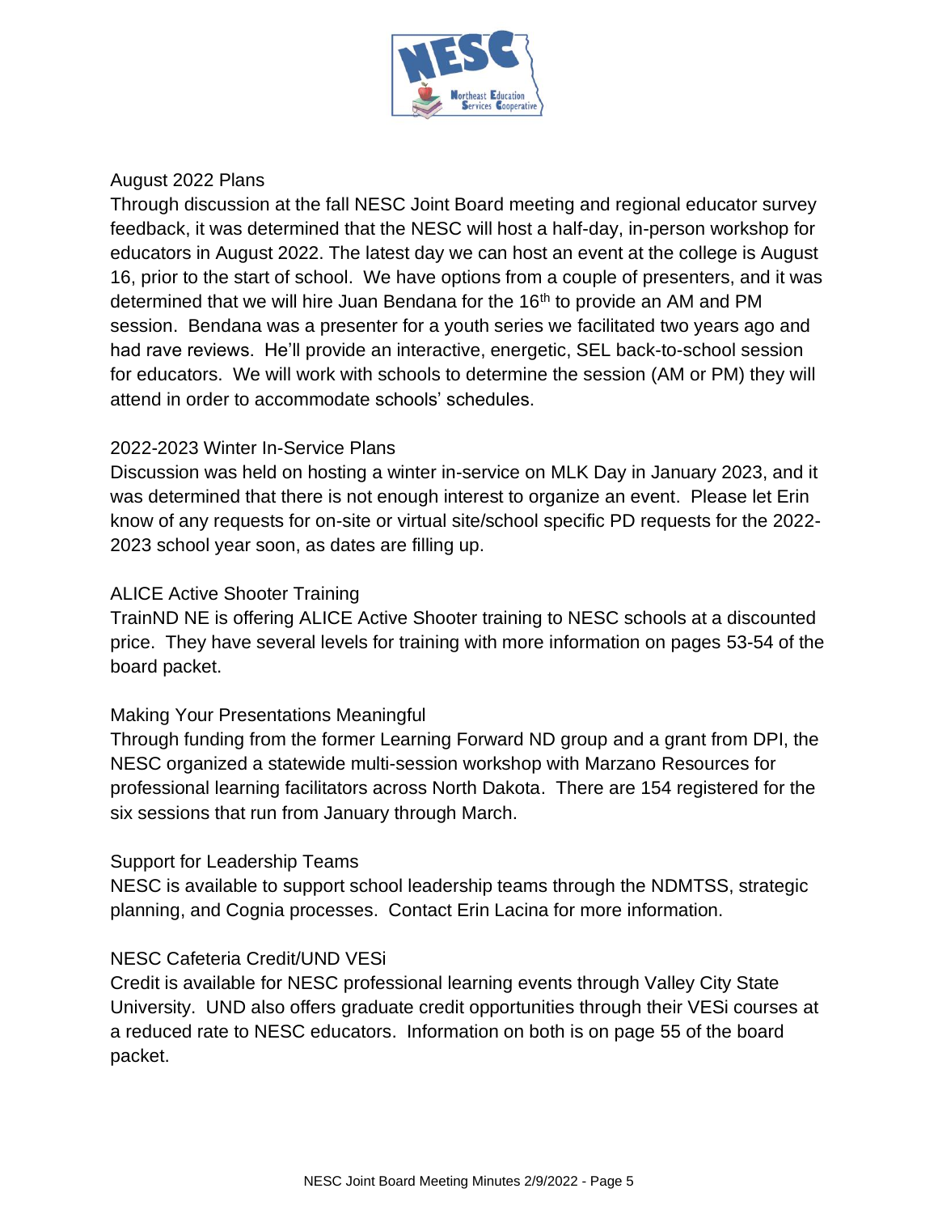### August 2022 Plans

Through discussion at the fall NESC Joint Board meeting and regional educator survey feedback, it was determined that the NESC will host a half-day, in-person workshop for educators in August 2022. The latest day we can host an event at the college is August 16, prior to the start of school. We have options from a couple of presenters, and it was determined that we will hire Juan Bendana for the 16th to provide an AM and PM session. Bendana was a presenter for a youth series we facilitated two years ago and had rave reviews. He'll provide an interactive, energetic, SEL back-to-school session for educators. We will work with schools to determine the session (AM or PM) they will attend in order to accommodate schools' schedules.

### 2022-2023 Winter In-Service Plans

Discussion was held on hosting a winter in-service on MLK Day in January 2023, and it was determined that there is not enough interest to organize an event. Please let Erin know of any requests for on-site or virtual site/school specific PD requests for the 2022-2023 school year soon, as dates are filling up.

### ALICE Active Shooter Training

TrainND NE is offering ALICE Active Shooter training to NESC schools at a discounted price. They have several levels for training with more information on pages 53-54 of the board packet.

### Making Your Presentations Meaningful

Through funding from the former Learning Forward ND group and a grant from DPI, the NESC organized a statewide multi-session workshop with Marzano Resources for professional learning facilitators across North Dakota. There are 154 registered for the six sessions that run from January through March.

### Support for Leadership Teams

NESC is available to support school leadership teams through the NDMTSS, strategic planning, and Cognia processes. Contact Erin Lacina for more information.

### NESC Cafeteria Credit/UND VESi

Credit is available for NESC professional learning events through Valley City State University. UND also offers graduate credit opportunities through their VESi courses at a reduced rate to NESC educators. Information on both is on page 55 of the board packet.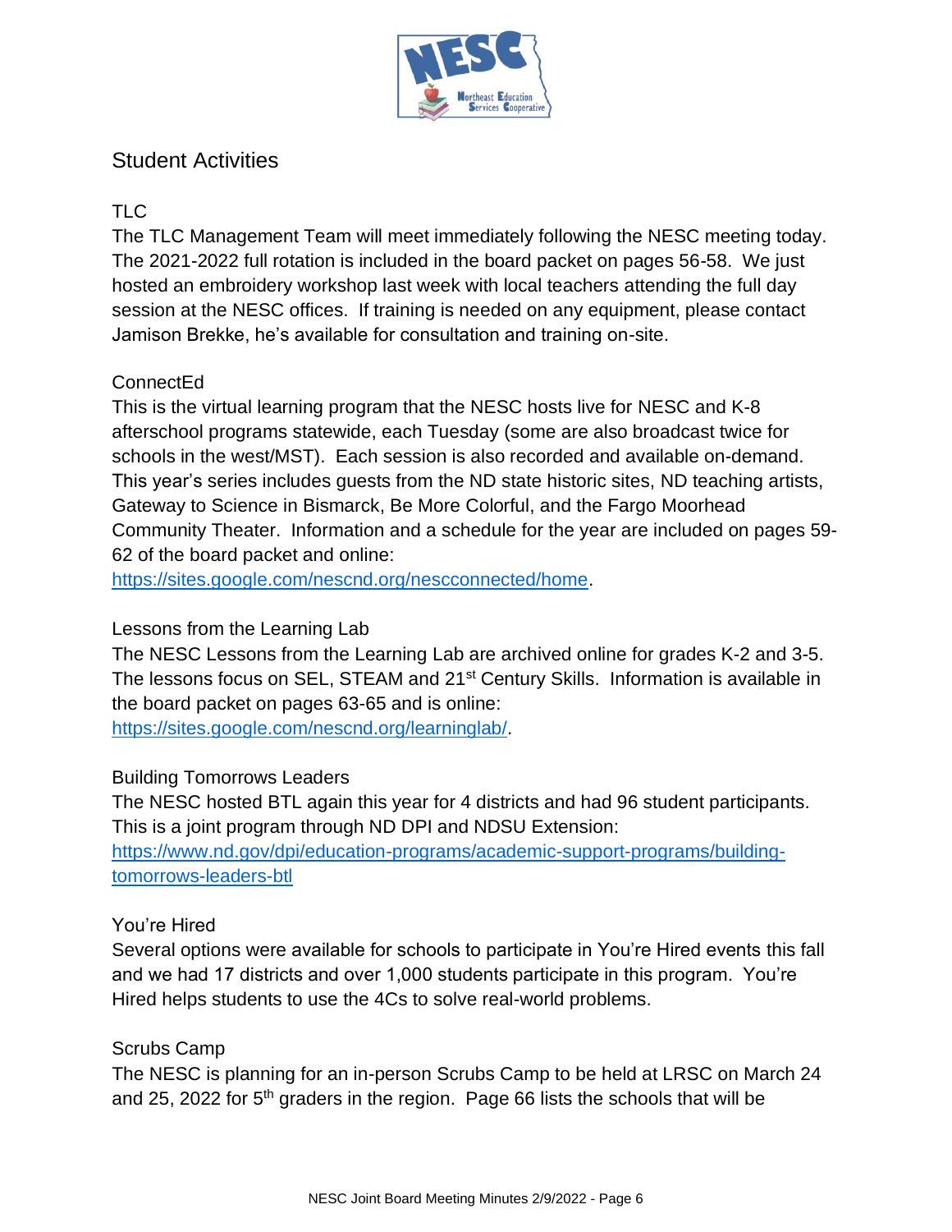## Student Activities

### TLC

The TLC Management Team will meet immediately following the NESC meeting today. The 2021-2022 full rotation is included in the board packet on pages 56-58. We just hosted an embroidery workshop last week with local teachers attending the full day session at the NESC offices. If training is needed on any equipment, please contact Jamison Brekke, he's available for consultation and training on-site.

### ConnectEd

This is the virtual learning program that the NESC hosts live for NESC and K-8 afterschool programs statewide, each Tuesday (some are also broadcast twice for schools in the west/MST). Each session is also recorded and available on-demand. This year's series includes guests from the ND state historic sites, ND teaching artists, Gateway to Science in Bismarck, Be More Colorful, and the Fargo Moorhead Community Theater. Information and a schedule for the year are included on pages 59-62 of the board packet and online: https://sites.google.com/nescnd.org/nescconnected/home.

### Lessons from the Learning Lab

The NESC Lessons from the Learning Lab are archived online for grades K-2 and 3-5. The lessons focus on SEL, STEAM and 21st Century Skills. Information is available in the board packet on pages 63-65 and is online: https://sites.google.com/nescnd.org/learninglab/.

### Building Tomorrows Leaders

The NESC hosted BTL again this year for 4 districts and had 96 student participants. This is a joint program through ND DPI and NDSU Extension: https://www.nd.gov/dpi/education-programs/academic-support-programs/building-tomorrows-leaders-btl

### You're Hired

Several options were available for schools to participate in You're Hired events this fall and we had 17 districts and over 1,000 students participate in this program. You're Hired helps students to use the 4Cs to solve real-world problems.

### Scrubs Camp

The NESC is planning for an in-person Scrubs Camp to be held at LRSC on March 24 and 25, 2022 for 5th graders in the region. Page 66 lists the schools that will be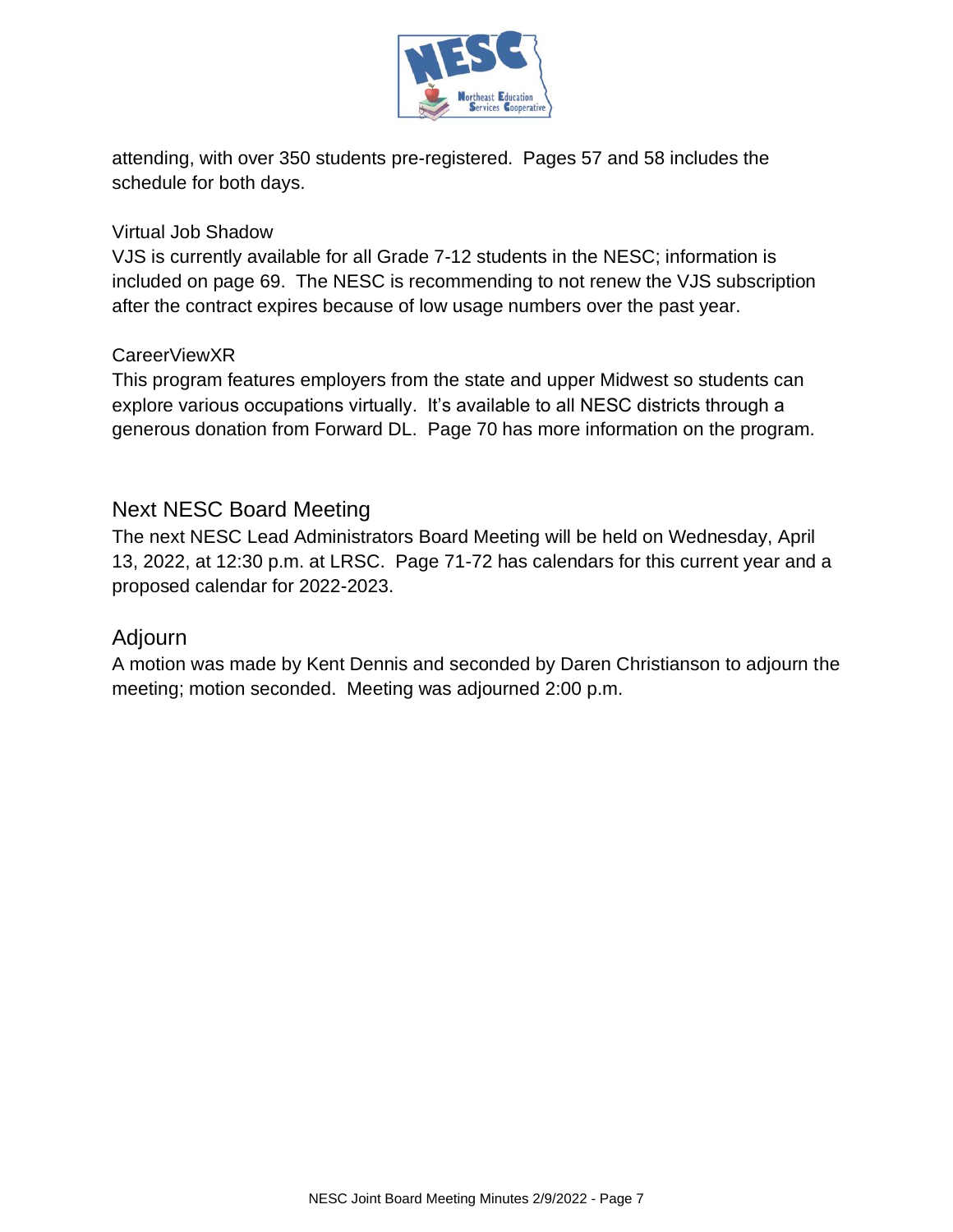attending, with over 350 students pre-registered. Pages 57 and 58 includes the schedule for both days.

### Virtual Job Shadow

VJS is currently available for all Grade 7-12 students in the NESC; information is included on page 69. The NESC is recommending to not renew the VJS subscription after the contract expires because of low usage numbers over the past year.

### CareerViewXR

This program features employers from the state and upper Midwest so students can explore various occupations virtually. It's available to all NESC districts through a generous donation from Forward DL. Page 70 has more information on the program.

## Next NESC Board Meeting

The next NESC Lead Administrators Board Meeting will be held on Wednesday, April 13, 2022, at 12:30 p.m. at LRSC. Page 71-72 has calendars for this current year and a proposed calendar for 2022-2023.

## Adjourn

A motion was made by Kent Dennis and seconded by Daren Christianson to adjourn the meeting; motion seconded. Meeting was adjourned 2:00 p.m.